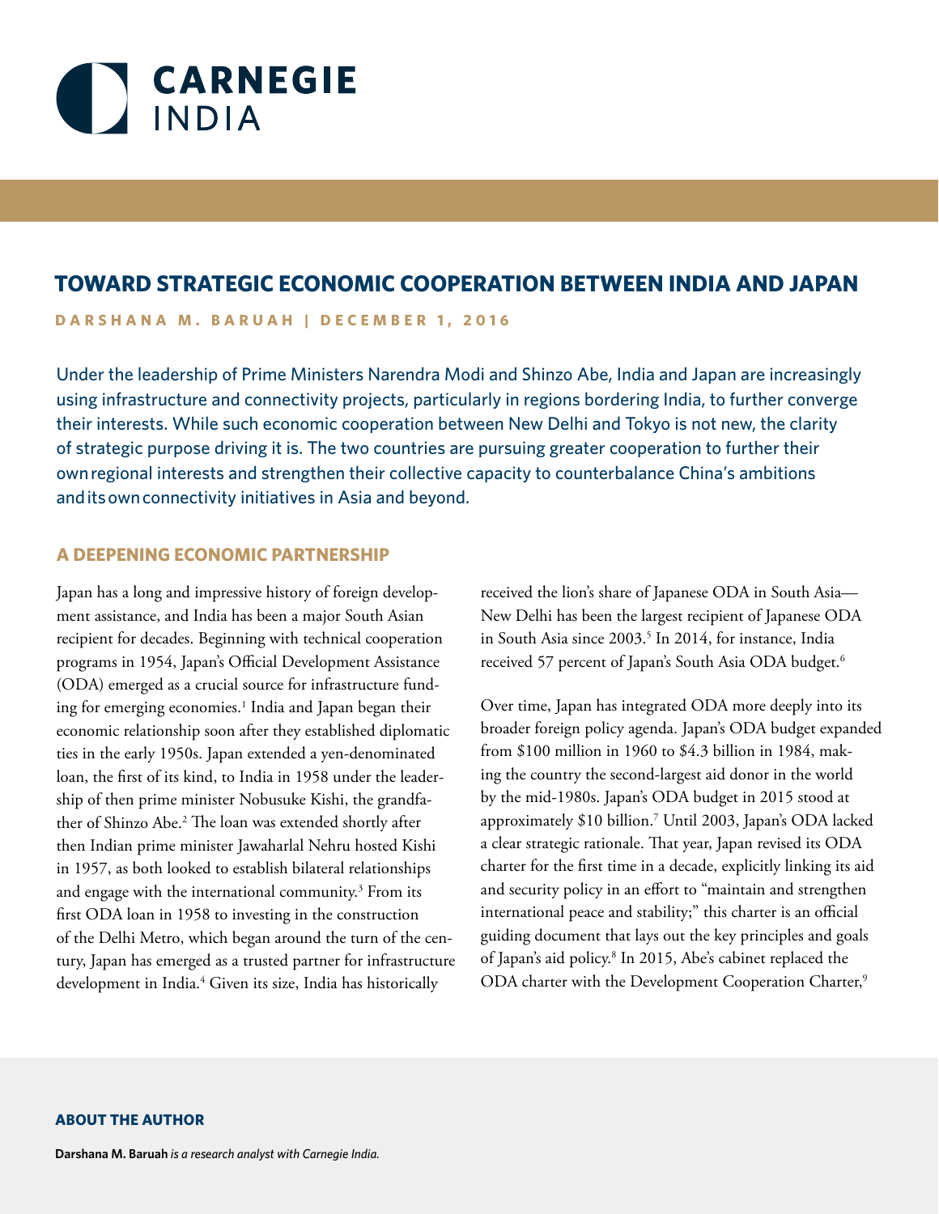# TOWARD STRATEGIC ECONOMIC COOPERATION BETWEEN INDIA AND JAPAN

**DARSHANA M. BARUAH | DECEMBER 1, 2016**

Under the leadership of Prime Ministers Narendra Modi and Shinzo Abe, India and Japan are increasingly using infrastructure and connectivity projects, particularly in regions bordering India, to further converge their interests. While such economic cooperation between New Delhi and Tokyo is not new, the clarity of strategic purpose driving it is. The two countries are pursuing greater cooperation to further their own regional interests and strengthen their collective capacity to counterbalance China's ambitions and its own connectivity initiatives in Asia and beyond.

## A DEEPENING ECONOMIC PARTNERSHIP

Japan has a long and impressive history of foreign development assistance, and India has been a major South Asian recipient for decades. Beginning with technical cooperation programs in 1954, Japan's Official Development Assistance (ODA) emerged as a crucial source for infrastructure funding for emerging economies.[1] India and Japan began their economic relationship soon after they established diplomatic ties in the early 1950s. Japan extended a yen-denominated loan, the first of its kind, to India in 1958 under the leadership of then prime minister Nobusuke Kishi, the grandfather of Shinzo Abe.[2] The loan was extended shortly after then Indian prime minister Jawaharlal Nehru hosted Kishi in 1957, as both looked to establish bilateral relationships and engage with the international community.[3] From its first ODA loan in 1958 to investing in the construction of the Delhi Metro, which began around the turn of the century, Japan has emerged as a trusted partner for infrastructure development in India.[4] Given its size, India has historically received the lion's share of Japanese ODA in South Asia—New Delhi has been the largest recipient of Japanese ODA in South Asia since 2003.[5] In 2014, for instance, India received 57 percent of Japan's South Asia ODA budget.[6]

Over time, Japan has integrated ODA more deeply into its broader foreign policy agenda. Japan's ODA budget expanded from $100 million in 1960 to $4.3 billion in 1984, making the country the second-largest aid donor in the world by the mid-1980s. Japan's ODA budget in 2015 stood at approximately $10 billion.[7] Until 2003, Japan's ODA lacked a clear strategic rationale. That year, Japan revised its ODA charter for the first time in a decade, explicitly linking its aid and security policy in an effort to "maintain and strengthen international peace and stability;" this charter is an official guiding document that lays out the key principles and goals of Japan's aid policy.[8] In 2015, Abe's cabinet replaced the ODA charter with the Development Cooperation Charter,[9]

## ABOUT THE AUTHOR

**Darshana M. Baruah** *is a research analyst with Carnegie India.*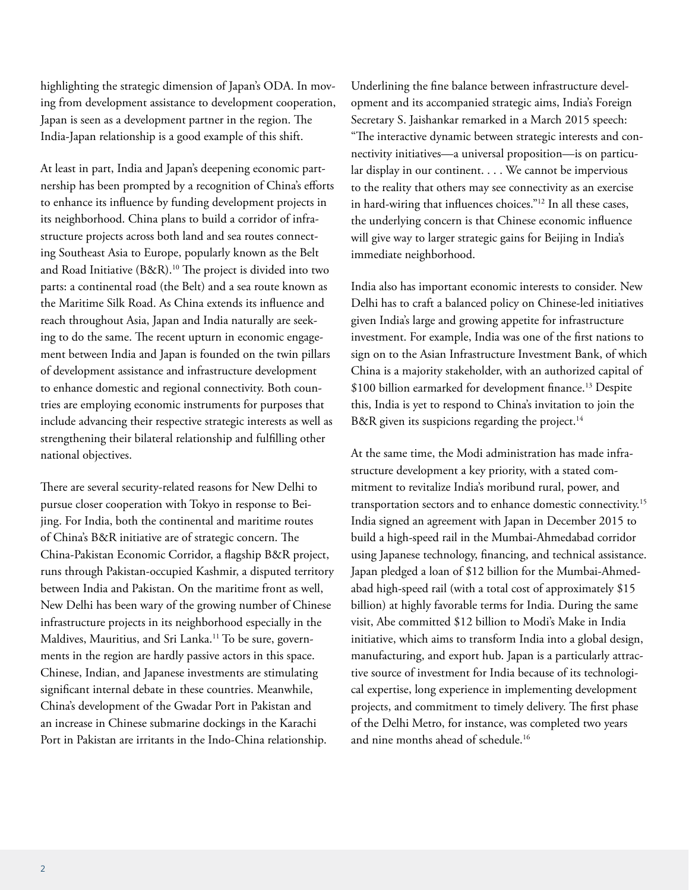highlighting the strategic dimension of Japan's ODA. In moving from development assistance to development cooperation, Japan is seen as a development partner in the region. The India-Japan relationship is a good example of this shift.

At least in part, India and Japan's deepening economic partnership has been prompted by a recognition of China's efforts to enhance its influence by funding development projects in its neighborhood. China plans to build a corridor of infrastructure projects across both land and sea routes connecting Southeast Asia to Europe, popularly known as the Belt and Road Initiative (B&R).[10] The project is divided into two parts: a continental road (the Belt) and a sea route known as the Maritime Silk Road. As China extends its influence and reach throughout Asia, Japan and India naturally are seeking to do the same. The recent upturn in economic engagement between India and Japan is founded on the twin pillars of development assistance and infrastructure development to enhance domestic and regional connectivity. Both countries are employing economic instruments for purposes that include advancing their respective strategic interests as well as strengthening their bilateral relationship and fulfilling other national objectives.

There are several security-related reasons for New Delhi to pursue closer cooperation with Tokyo in response to Beijing. For India, both the continental and maritime routes of China's B&R initiative are of strategic concern. The China-Pakistan Economic Corridor, a flagship B&R project, runs through Pakistan-occupied Kashmir, a disputed territory between India and Pakistan. On the maritime front as well, New Delhi has been wary of the growing number of Chinese infrastructure projects in its neighborhood especially in the Maldives, Mauritius, and Sri Lanka.[11] To be sure, governments in the region are hardly passive actors in this space. Chinese, Indian, and Japanese investments are stimulating significant internal debate in these countries. Meanwhile, China's development of the Gwadar Port in Pakistan and an increase in Chinese submarine dockings in the Karachi Port in Pakistan are irritants in the Indo-China relationship.

Underlining the fine balance between infrastructure development and its accompanied strategic aims, India's Foreign Secretary S. Jaishankar remarked in a March 2015 speech: "The interactive dynamic between strategic interests and connectivity initiatives—a universal proposition—is on particular display in our continent. . . . We cannot be impervious to the reality that others may see connectivity as an exercise in hard-wiring that influences choices."[12] In all these cases, the underlying concern is that Chinese economic influence will give way to larger strategic gains for Beijing in India's immediate neighborhood.

India also has important economic interests to consider. New Delhi has to craft a balanced policy on Chinese-led initiatives given India's large and growing appetite for infrastructure investment. For example, India was one of the first nations to sign on to the Asian Infrastructure Investment Bank, of which China is a majority stakeholder, with an authorized capital of $100 billion earmarked for development finance.[13] Despite this, India is yet to respond to China's invitation to join the B&R given its suspicions regarding the project.[14]

At the same time, the Modi administration has made infrastructure development a key priority, with a stated commitment to revitalize India's moribund rural, power, and transportation sectors and to enhance domestic connectivity.[15] India signed an agreement with Japan in December 2015 to build a high-speed rail in the Mumbai-Ahmedabad corridor using Japanese technology, financing, and technical assistance. Japan pledged a loan of $12 billion for the Mumbai-Ahmedabad high-speed rail (with a total cost of approximately $15 billion) at highly favorable terms for India. During the same visit, Abe committed $12 billion to Modi's Make in India initiative, which aims to transform India into a global design, manufacturing, and export hub. Japan is a particularly attractive source of investment for India because of its technological expertise, long experience in implementing development projects, and commitment to timely delivery. The first phase of the Delhi Metro, for instance, was completed two years and nine months ahead of schedule.[16]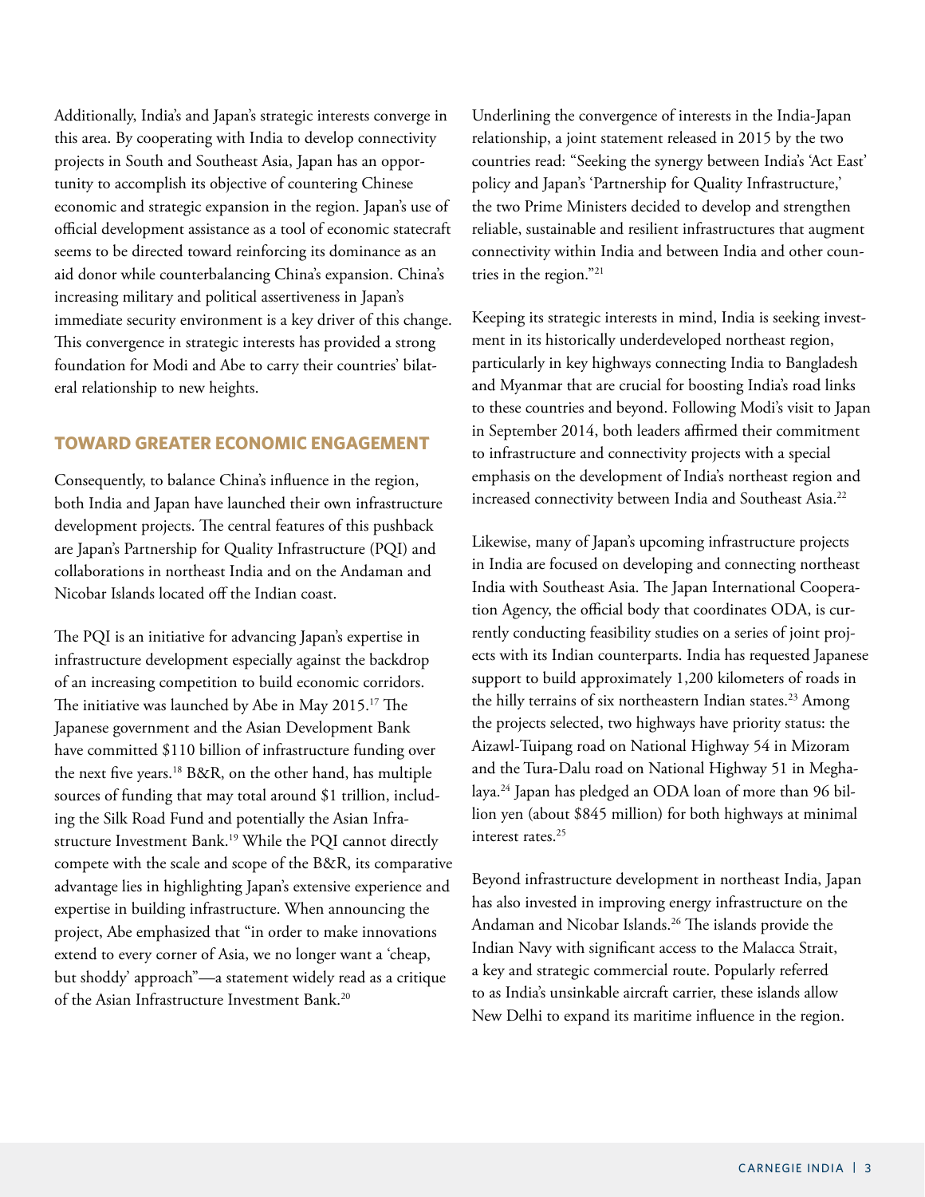Additionally, India's and Japan's strategic interests converge in this area. By cooperating with India to develop connectivity projects in South and Southeast Asia, Japan has an opportunity to accomplish its objective of countering Chinese economic and strategic expansion in the region. Japan's use of official development assistance as a tool of economic statecraft seems to be directed toward reinforcing its dominance as an aid donor while counterbalancing China's expansion. China's increasing military and political assertiveness in Japan's immediate security environment is a key driver of this change. This convergence in strategic interests has provided a strong foundation for Modi and Abe to carry their countries' bilateral relationship to new heights.

## TOWARD GREATER ECONOMIC ENGAGEMENT

Consequently, to balance China's influence in the region, both India and Japan have launched their own infrastructure development projects. The central features of this pushback are Japan's Partnership for Quality Infrastructure (PQI) and collaborations in northeast India and on the Andaman and Nicobar Islands located off the Indian coast.

The PQI is an initiative for advancing Japan's expertise in infrastructure development especially against the backdrop of an increasing competition to build economic corridors. The initiative was launched by Abe in May 2015.[17] The Japanese government and the Asian Development Bank have committed $110 billion of infrastructure funding over the next five years.[18] B&R, on the other hand, has multiple sources of funding that may total around $1 trillion, including the Silk Road Fund and potentially the Asian Infrastructure Investment Bank.[19] While the PQI cannot directly compete with the scale and scope of the B&R, its comparative advantage lies in highlighting Japan's extensive experience and expertise in building infrastructure. When announcing the project, Abe emphasized that "in order to make innovations extend to every corner of Asia, we no longer want a 'cheap, but shoddy' approach"—a statement widely read as a critique of the Asian Infrastructure Investment Bank.[20]

Underlining the convergence of interests in the India-Japan relationship, a joint statement released in 2015 by the two countries read: "Seeking the synergy between India's 'Act East' policy and Japan's 'Partnership for Quality Infrastructure,' the two Prime Ministers decided to develop and strengthen reliable, sustainable and resilient infrastructures that augment connectivity within India and between India and other countries in the region."[21]

Keeping its strategic interests in mind, India is seeking investment in its historically underdeveloped northeast region, particularly in key highways connecting India to Bangladesh and Myanmar that are crucial for boosting India's road links to these countries and beyond. Following Modi's visit to Japan in September 2014, both leaders affirmed their commitment to infrastructure and connectivity projects with a special emphasis on the development of India's northeast region and increased connectivity between India and Southeast Asia.[22]

Likewise, many of Japan's upcoming infrastructure projects in India are focused on developing and connecting northeast India with Southeast Asia. The Japan International Cooperation Agency, the official body that coordinates ODA, is currently conducting feasibility studies on a series of joint projects with its Indian counterparts. India has requested Japanese support to build approximately 1,200 kilometers of roads in the hilly terrains of six northeastern Indian states.[23] Among the projects selected, two highways have priority status: the Aizawl-Tuipang road on National Highway 54 in Mizoram and the Tura-Dalu road on National Highway 51 in Meghalaya.[24] Japan has pledged an ODA loan of more than 96 billion yen (about $845 million) for both highways at minimal interest rates.[25]

Beyond infrastructure development in northeast India, Japan has also invested in improving energy infrastructure on the Andaman and Nicobar Islands.[26] The islands provide the Indian Navy with significant access to the Malacca Strait, a key and strategic commercial route. Popularly referred to as India's unsinkable aircraft carrier, these islands allow New Delhi to expand its maritime influence in the region.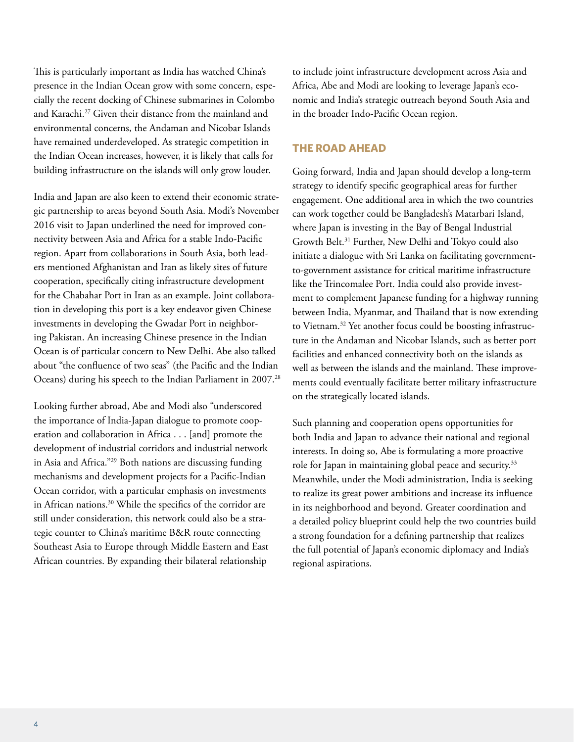This is particularly important as India has watched China's presence in the Indian Ocean grow with some concern, especially the recent docking of Chinese submarines in Colombo and Karachi.[27] Given their distance from the mainland and environmental concerns, the Andaman and Nicobar Islands have remained underdeveloped. As strategic competition in the Indian Ocean increases, however, it is likely that calls for building infrastructure on the islands will only grow louder.

India and Japan are also keen to extend their economic strategic partnership to areas beyond South Asia. Modi's November 2016 visit to Japan underlined the need for improved connectivity between Asia and Africa for a stable Indo-Pacific region. Apart from collaborations in South Asia, both leaders mentioned Afghanistan and Iran as likely sites of future cooperation, specifically citing infrastructure development for the Chabahar Port in Iran as an example. Joint collaboration in developing this port is a key endeavor given Chinese investments in developing the Gwadar Port in neighboring Pakistan. An increasing Chinese presence in the Indian Ocean is of particular concern to New Delhi. Abe also talked about "the confluence of two seas" (the Pacific and the Indian Oceans) during his speech to the Indian Parliament in 2007.[28]

Looking further abroad, Abe and Modi also "underscored the importance of India-Japan dialogue to promote cooperation and collaboration in Africa . . . [and] promote the development of industrial corridors and industrial network in Asia and Africa."[29] Both nations are discussing funding mechanisms and development projects for a Pacific-Indian Ocean corridor, with a particular emphasis on investments in African nations.[30] While the specifics of the corridor are still under consideration, this network could also be a strategic counter to China's maritime B&R route connecting Southeast Asia to Europe through Middle Eastern and East African countries. By expanding their bilateral relationship to include joint infrastructure development across Asia and Africa, Abe and Modi are looking to leverage Japan's economic and India's strategic outreach beyond South Asia and in the broader Indo-Pacific Ocean region.

## THE ROAD AHEAD

Going forward, India and Japan should develop a long-term strategy to identify specific geographical areas for further engagement. One additional area in which the two countries can work together could be Bangladesh's Matarbari Island, where Japan is investing in the Bay of Bengal Industrial Growth Belt.[31] Further, New Delhi and Tokyo could also initiate a dialogue with Sri Lanka on facilitating government-to-government assistance for critical maritime infrastructure like the Trincomalee Port. India could also provide investment to complement Japanese funding for a highway running between India, Myanmar, and Thailand that is now extending to Vietnam.[32] Yet another focus could be boosting infrastructure in the Andaman and Nicobar Islands, such as better port facilities and enhanced connectivity both on the islands as well as between the islands and the mainland. These improvements could eventually facilitate better military infrastructure on the strategically located islands.

Such planning and cooperation opens opportunities for both India and Japan to advance their national and regional interests. In doing so, Abe is formulating a more proactive role for Japan in maintaining global peace and security.[33] Meanwhile, under the Modi administration, India is seeking to realize its great power ambitions and increase its influence in its neighborhood and beyond. Greater coordination and a detailed policy blueprint could help the two countries build a strong foundation for a defining partnership that realizes the full potential of Japan's economic diplomacy and India's regional aspirations.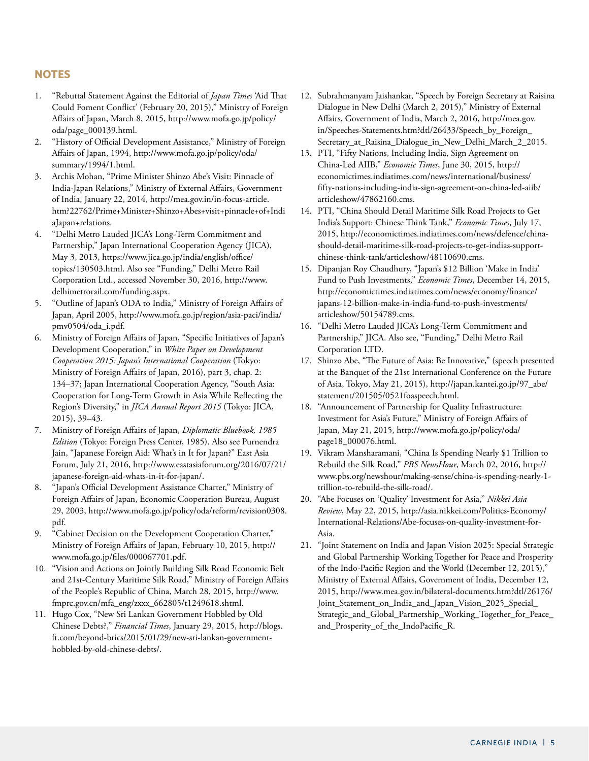## NOTES

1. "Rebuttal Statement Against the Editorial of *Japan Times* 'Aid That Could Foment Conflict' (February 20, 2015)," Ministry of Foreign Affairs of Japan, March 8, 2015, http://www.mofa.go.jp/policy/oda/page_000139.html.
2. "History of Official Development Assistance," Ministry of Foreign Affairs of Japan, 1994, http://www.mofa.go.jp/policy/oda/summary/1994/1.html.
3. Archis Mohan, "Prime Minister Shinzo Abe's Visit: Pinnacle of India-Japan Relations," Ministry of External Affairs, Government of India, January 22, 2014, http://mea.gov.in/in-focus-article.htm?22762/Prime+Minister+Shinzo+Abes+visit+pinnacle+of+IndiaJapan+relations.
4. "Delhi Metro Lauded JICA's Long-Term Commitment and Partnership," Japan International Cooperation Agency (JICA), May 3, 2013, https://www.jica.go.jp/india/english/office/topics/130503.html. Also see "Funding," Delhi Metro Rail Corporation Ltd., accessed November 30, 2016, http://www.delhimetrorail.com/funding.aspx.
5. "Outline of Japan's ODA to India," Ministry of Foreign Affairs of Japan, April 2005, http://www.mofa.go.jp/region/asia-paci/india/pmv0504/oda_i.pdf.
6. Ministry of Foreign Affairs of Japan, "Specific Initiatives of Japan's Development Cooperation," in *White Paper on Development Cooperation 2015: Japan's International Cooperation* (Tokyo: Ministry of Foreign Affairs of Japan, 2016), part 3, chap. 2: 134–37; Japan International Cooperation Agency, "South Asia: Cooperation for Long-Term Growth in Asia While Reflecting the Region's Diversity," in *JICA Annual Report 2015* (Tokyo: JICA, 2015), 39–43.
7. Ministry of Foreign Affairs of Japan, *Diplomatic Bluebook, 1985 Edition* (Tokyo: Foreign Press Center, 1985). Also see Purnendra Jain, "Japanese Foreign Aid: What's in It for Japan?" East Asia Forum, July 21, 2016, http://www.eastasiaforum.org/2016/07/21/japanese-foreign-aid-whats-in-it-for-japan/.
8. "Japan's Official Development Assistance Charter," Ministry of Foreign Affairs of Japan, Economic Cooperation Bureau, August 29, 2003, http://www.mofa.go.jp/policy/oda/reform/revision0308.pdf.
9. "Cabinet Decision on the Development Cooperation Charter," Ministry of Foreign Affairs of Japan, February 10, 2015, http://www.mofa.go.jp/files/000067701.pdf.
10. "Vision and Actions on Jointly Building Silk Road Economic Belt and 21st-Century Maritime Silk Road," Ministry of Foreign Affairs of the People's Republic of China, March 28, 2015, http://www.fmprc.gov.cn/mfa_eng/zxxx_662805/t1249618.shtml.
11. Hugo Cox, "New Sri Lankan Government Hobbled by Old Chinese Debts?," *Financial Times*, January 29, 2015, http://blogs.ft.com/beyond-brics/2015/01/29/new-sri-lankan-government-hobbled-by-old-chinese-debts/.
12. Subrahmanyam Jaishankar, "Speech by Foreign Secretary at Raisina Dialogue in New Delhi (March 2, 2015)," Ministry of External Affairs, Government of India, March 2, 2016, http://mea.gov.in/Speeches-Statements.htm?dtl/26433/Speech_by_Foreign_Secretary_at_Raisina_Dialogue_in_New_Delhi_March_2_2015.
13. PTI, "Fifty Nations, Including India, Sign Agreement on China-Led AIIB," *Economic Times*, June 30, 2015, http://economictimes.indiatimes.com/news/international/business/fifty-nations-including-india-sign-agreement-on-china-led-aiib/articleshow/47862160.cms.
14. PTI, "China Should Detail Maritime Silk Road Projects to Get India's Support: Chinese Think Tank," *Economic Times*, July 17, 2015, http://economictimes.indiatimes.com/news/defence/china-should-detail-maritime-silk-road-projects-to-get-indias-support-chinese-think-tank/articleshow/48110690.cms.
15. Dipanjan Roy Chaudhury, "Japan's $12 Billion 'Make in India' Fund to Push Investments," *Economic Times*, December 14, 2015, http://economictimes.indiatimes.com/news/economy/finance/japans-12-billion-make-in-india-fund-to-push-investments/articleshow/50154789.cms.
16. "Delhi Metro Lauded JICA's Long-Term Commitment and Partnership," JICA. Also see, "Funding," Delhi Metro Rail Corporation LTD.
17. Shinzo Abe, "The Future of Asia: Be Innovative," (speech presented at the Banquet of the 21st International Conference on the Future of Asia, Tokyo, May 21, 2015), http://japan.kantei.go.jp/97_abe/statement/201505/0521foaspeech.html.
18. "Announcement of Partnership for Quality Infrastructure: Investment for Asia's Future," Ministry of Foreign Affairs of Japan, May 21, 2015, http://www.mofa.go.jp/policy/oda/page18_000076.html.
19. Vikram Mansharamani, "China Is Spending Nearly $1 Trillion to Rebuild the Silk Road," *PBS NewsHour*, March 02, 2016, http://www.pbs.org/newshour/making-sense/china-is-spending-nearly-1-trillion-to-rebuild-the-silk-road/.
20. "Abe Focuses on 'Quality' Investment for Asia," *Nikkei Asia Review*, May 22, 2015, http://asia.nikkei.com/Politics-Economy/International-Relations/Abe-focuses-on-quality-investment-for-Asia.
21. "Joint Statement on India and Japan Vision 2025: Special Strategic and Global Partnership Working Together for Peace and Prosperity of the Indo-Pacific Region and the World (December 12, 2015)," Ministry of External Affairs, Government of India, December 12, 2015, http://www.mea.gov.in/bilateral-documents.htm?dtl/26176/Joint_Statement_on_India_and_Japan_Vision_2025_Special_Strategic_and_Global_Partnership_Working_Together_for_Peace_and_Prosperity_of_the_IndoPacific_R.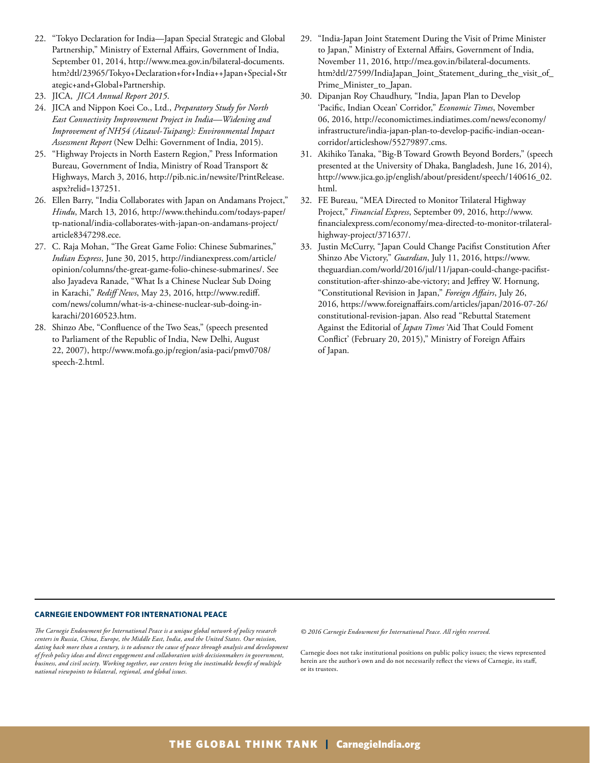22. "Tokyo Declaration for India—Japan Special Strategic and Global Partnership," Ministry of External Affairs, Government of India, September 01, 2014, http://www.mea.gov.in/bilateral-documents.htm?dtl/23965/Tokyo+Declaration+for+India++Japan+Special+Strategic+and+Global+Partnership.
23. JICA, *JICA Annual Report 2015*.
24. JICA and Nippon Koei Co., Ltd., *Preparatory Study for North East Connectivity Improvement Project in India—Widening and Improvement of NH54 (Aizawl-Tuipang): Environmental Impact Assessment Report* (New Delhi: Government of India, 2015).
25. "Highway Projects in North Eastern Region," Press Information Bureau, Government of India, Ministry of Road Transport & Highways, March 3, 2016, http://pib.nic.in/newsite/PrintRelease.aspx?relid=137251.
26. Ellen Barry, "India Collaborates with Japan on Andamans Project," *Hindu*, March 13, 2016, http://www.thehindu.com/todays-paper/tp-national/india-collaborates-with-japan-on-andamans-project/article8347298.ece.
27. C. Raja Mohan, "The Great Game Folio: Chinese Submarines," *Indian Express*, June 30, 2015, http://indianexpress.com/article/opinion/columns/the-great-game-folio-chinese-submarines/. See also Jayadeva Ranade, "What Is a Chinese Nuclear Sub Doing in Karachi," *Rediff News*, May 23, 2016, http://www.rediff.com/news/column/what-is-a-chinese-nuclear-sub-doing-in-karachi/20160523.htm.
28. Shinzo Abe, "Confluence of the Two Seas," (speech presented to Parliament of the Republic of India, New Delhi, August 22, 2007), http://www.mofa.go.jp/region/asia-paci/pmv0708/speech-2.html.
29. "India-Japan Joint Statement During the Visit of Prime Minister to Japan," Ministry of External Affairs, Government of India, November 11, 2016, http://mea.gov.in/bilateral-documents.htm?dtl/27599/IndiaJapan_Joint_Statement_during_the_visit_of_Prime_Minister_to_Japan.
30. Dipanjan Roy Chaudhury, "India, Japan Plan to Develop 'Pacific, Indian Ocean' Corridor," *Economic Times*, November 06, 2016, http://economictimes.indiatimes.com/news/economy/infrastructure/india-japan-plan-to-develop-pacific-indian-ocean-corridor/articleshow/55279897.cms.
31. Akihiko Tanaka, "Big-B Toward Growth Beyond Borders," (speech presented at the University of Dhaka, Bangladesh, June 16, 2014), http://www.jica.go.jp/english/about/president/speech/140616_02.html.
32. FE Bureau, "MEA Directed to Monitor Trilateral Highway Project," *Financial Express*, September 09, 2016, http://www.financialexpress.com/economy/mea-directed-to-monitor-trilateral-highway-project/371637/.
33. Justin McCurry, "Japan Could Change Pacifist Constitution After Shinzo Abe Victory," *Guardian*, July 11, 2016, https://www.theguardian.com/world/2016/jul/11/japan-could-change-pacifist-constitution-after-shinzo-abe-victory; and Jeffrey W. Hornung, "Constitutional Revision in Japan," *Foreign Affairs*, July 26, 2016, https://www.foreignaffairs.com/articles/japan/2016-07-26/constitutional-revision-japan. Also read "Rebuttal Statement Against the Editorial of *Japan Times* 'Aid That Could Foment Conflict' (February 20, 2015)," Ministry of Foreign Affairs of Japan.

**CARNEGIE ENDOWMENT FOR INTERNATIONAL PEACE**

*The Carnegie Endowment for International Peace is a unique global network of policy research centers in Russia, China, Europe, the Middle East, India, and the United States. Our mission, dating back more than a century, is to advance the cause of peace through analysis and development of fresh policy ideas and direct engagement and collaboration with decisionmakers in government, business, and civil society. Working together, our centers bring the inestimable benefit of multiple national viewpoints to bilateral, regional, and global issues.*

*© 2016 Carnegie Endowment for International Peace. All rights reserved.*

Carnegie does not take institutional positions on public policy issues; the views represented herein are the author's own and do not necessarily reflect the views of Carnegie, its staff, or its trustees.

**THE GLOBAL THINK TANK | CarnegieIndia.org**